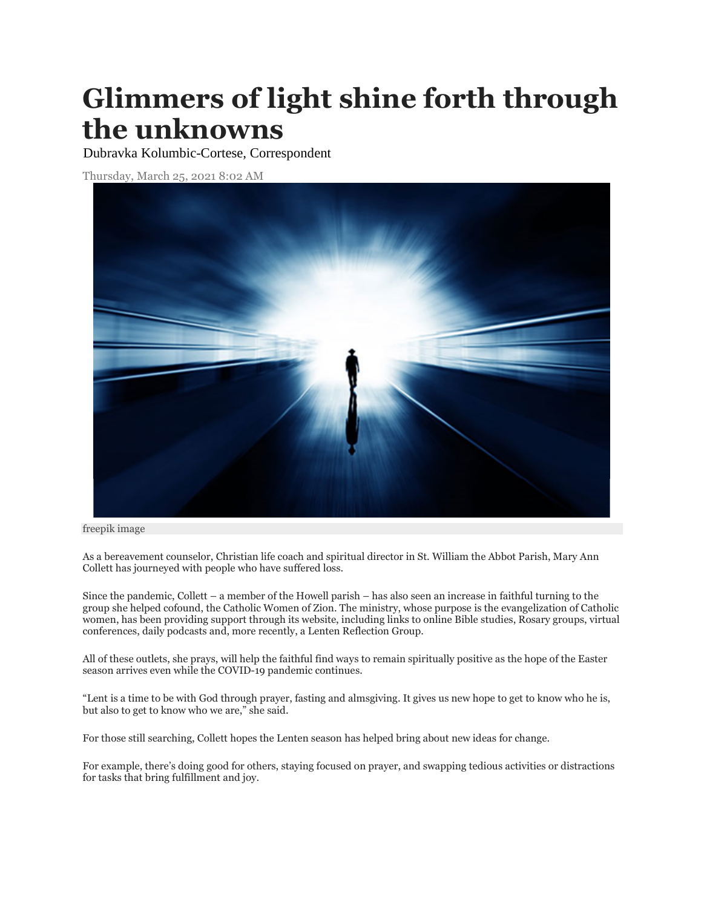# Glimmers of light shine forth through the unknowns

Dubravka Kolumbic-Cortese, Correspondent

Thursday, March 25, 2021 8:02 AM

freepik image

As a bereavement counselor, Christian life coach and spiritual director in St. William the Abbot Parish, Mary Ann Collett has journeyed with people who have suffered loss.

Since the pandemic, Collett – a member of the Howell parish – has also seen an increase in faithful turning to the group she helped cofound, the Catholic Women of Zion. The ministry, whose purpose is the evangelization of Catholic women, has been providing support through its website, including links to online Bible studies, Rosary groups, virtual conferences, daily podcasts and, more recently, a Lenten Reflection Group.

All of these outlets, she prays, will help the faithful find ways to remain spiritually positive as the hope of the Easter season arrives even while the COVID-19 pandemic continues.

"Lent is a time to be with God through prayer, fasting and almsgiving. It gives us new hope to get to know who he is, but also to get to know who we are," she said.

For those still searching, Collett hopes the Lenten season has helped bring about new ideas for change.

For example, there's doing good for others, staying focused on prayer, and swapping tedious activities or distractions for tasks that bring fulfillment and joy.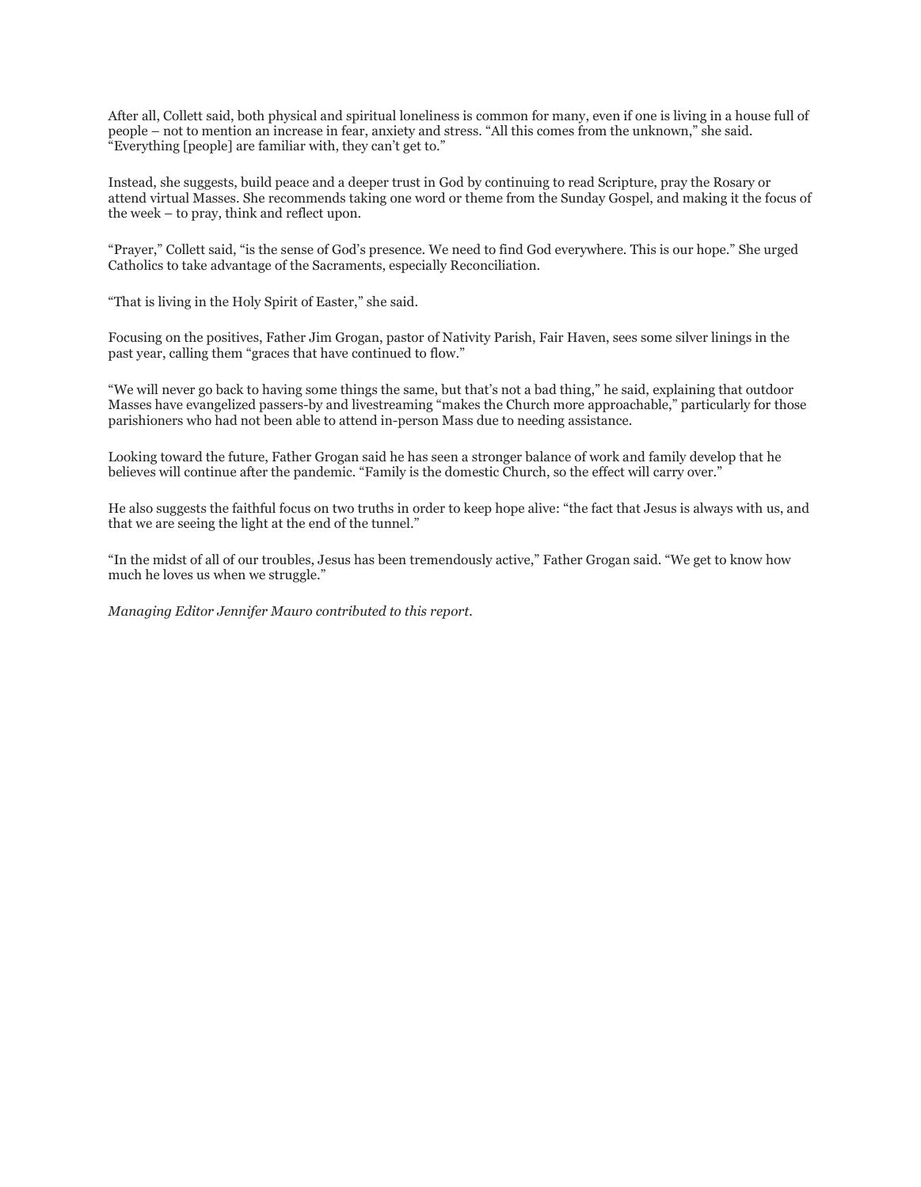After all, Collett said, both physical and spiritual loneliness is common for many, even if one is living in a house full of people – not to mention an increase in fear, anxiety and stress. "All this comes from the unknown," she said. "Everything [people] are familiar with, they can't get to."

Instead, she suggests, build peace and a deeper trust in God by continuing to read Scripture, pray the Rosary or attend virtual Masses. She recommends taking one word or theme from the Sunday Gospel, and making it the focus of the week – to pray, think and reflect upon.

"Prayer," Collett said, "is the sense of God's presence. We need to find God everywhere. This is our hope." She urged Catholics to take advantage of the Sacraments, especially Reconciliation.

"That is living in the Holy Spirit of Easter," she said.

Focusing on the positives, Father Jim Grogan, pastor of Nativity Parish, Fair Haven, sees some silver linings in the past year, calling them "graces that have continued to flow."

"We will never go back to having some things the same, but that's not a bad thing," he said, explaining that outdoor Masses have evangelized passers-by and livestreaming "makes the Church more approachable," particularly for those parishioners who had not been able to attend in-person Mass due to needing assistance.

Looking toward the future, Father Grogan said he has seen a stronger balance of work and family develop that he believes will continue after the pandemic. "Family is the domestic Church, so the effect will carry over."

He also suggests the faithful focus on two truths in order to keep hope alive: "the fact that Jesus is always with us, and that we are seeing the light at the end of the tunnel."

"In the midst of all of our troubles, Jesus has been tremendously active," Father Grogan said. "We get to know how much he loves us when we struggle."

*Managing Editor Jennifer Mauro contributed to this report.*